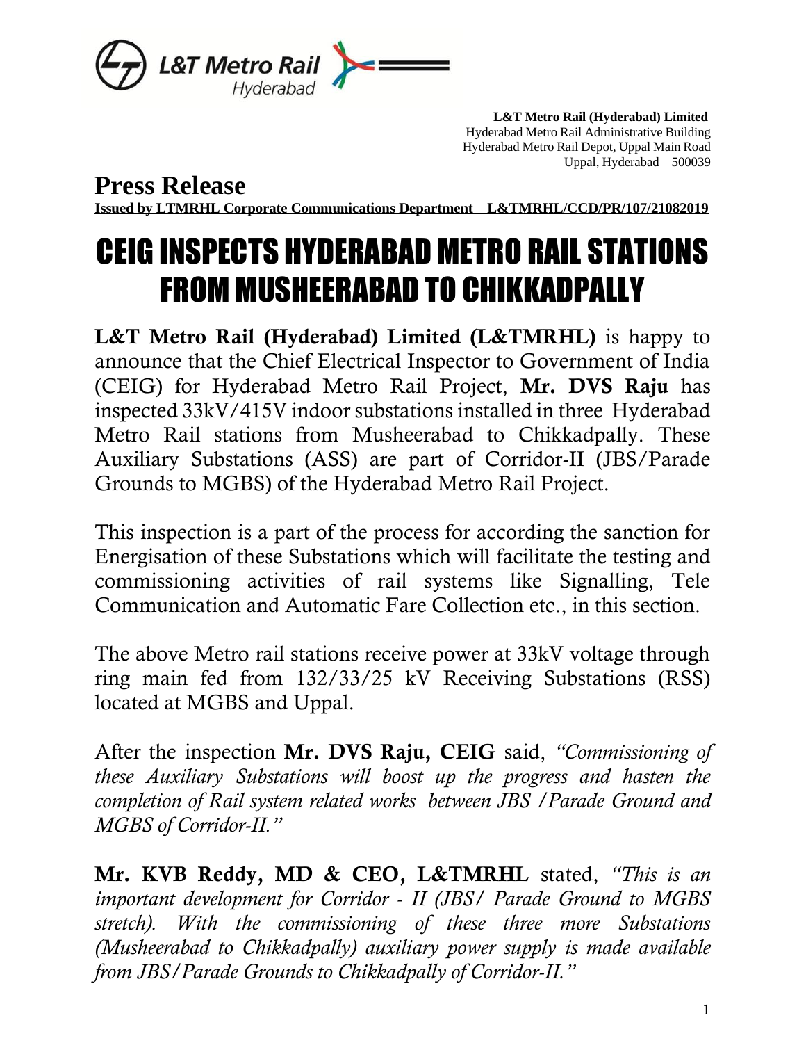L&T Metro Rail Hyderabad

**L&T Metro Rail (Hyderabad) Limited**
Hyderabad Metro Rail Administrative Building
Hyderabad Metro Rail Depot, Uppal Main Road
Uppal, Hyderabad – 500039

## Press Release

**Issued by LTMRHL Corporate Communications Department L&TMRHL/CCD/PR/107/21082019**

# CEIG INSPECTS HYDERABAD METRO RAIL STATIONS FROM MUSHEERABAD TO CHIKKADPALLY

**L&T Metro Rail (Hyderabad) Limited (L&TMRHL)** is happy to announce that the Chief Electrical Inspector to Government of India (CEIG) for Hyderabad Metro Rail Project, **Mr. DVS Raju** has inspected 33kV/415V indoor substations installed in three Hyderabad Metro Rail stations from Musheerabad to Chikkadpally. These Auxiliary Substations (ASS) are part of Corridor-II (JBS/Parade Grounds to MGBS) of the Hyderabad Metro Rail Project.

This inspection is a part of the process for according the sanction for Energisation of these Substations which will facilitate the testing and commissioning activities of rail systems like Signalling, Tele Communication and Automatic Fare Collection etc., in this section.

The above Metro rail stations receive power at 33kV voltage through ring main fed from 132/33/25 kV Receiving Substations (RSS) located at MGBS and Uppal.

After the inspection **Mr. DVS Raju, CEIG** said, *"Commissioning of these Auxiliary Substations will boost up the progress and hasten the completion of Rail system related works between JBS /Parade Ground and MGBS of Corridor-II."*

**Mr. KVB Reddy, MD & CEO, L&TMRHL** stated, *"This is an important development for Corridor - II (JBS/ Parade Ground to MGBS stretch). With the commissioning of these three more Substations (Musheerabad to Chikkadpally) auxiliary power supply is made available from JBS/Parade Grounds to Chikkadpally of Corridor-II."*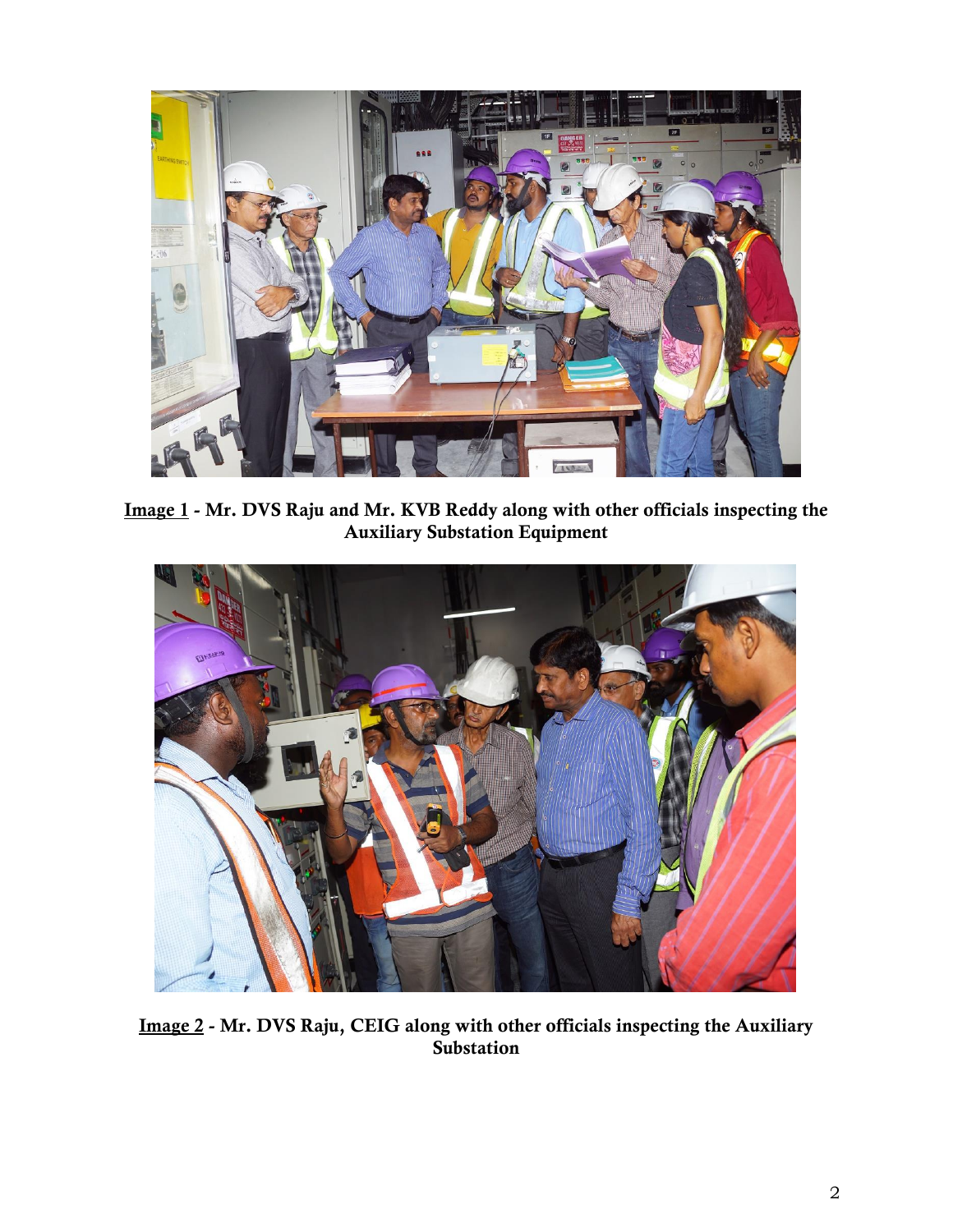Image 1 - Mr. DVS Raju and Mr. KVB Reddy along with other officials inspecting the Auxiliary Substation Equipment

Image 2 - Mr. DVS Raju, CEIG along with other officials inspecting the Auxiliary Substation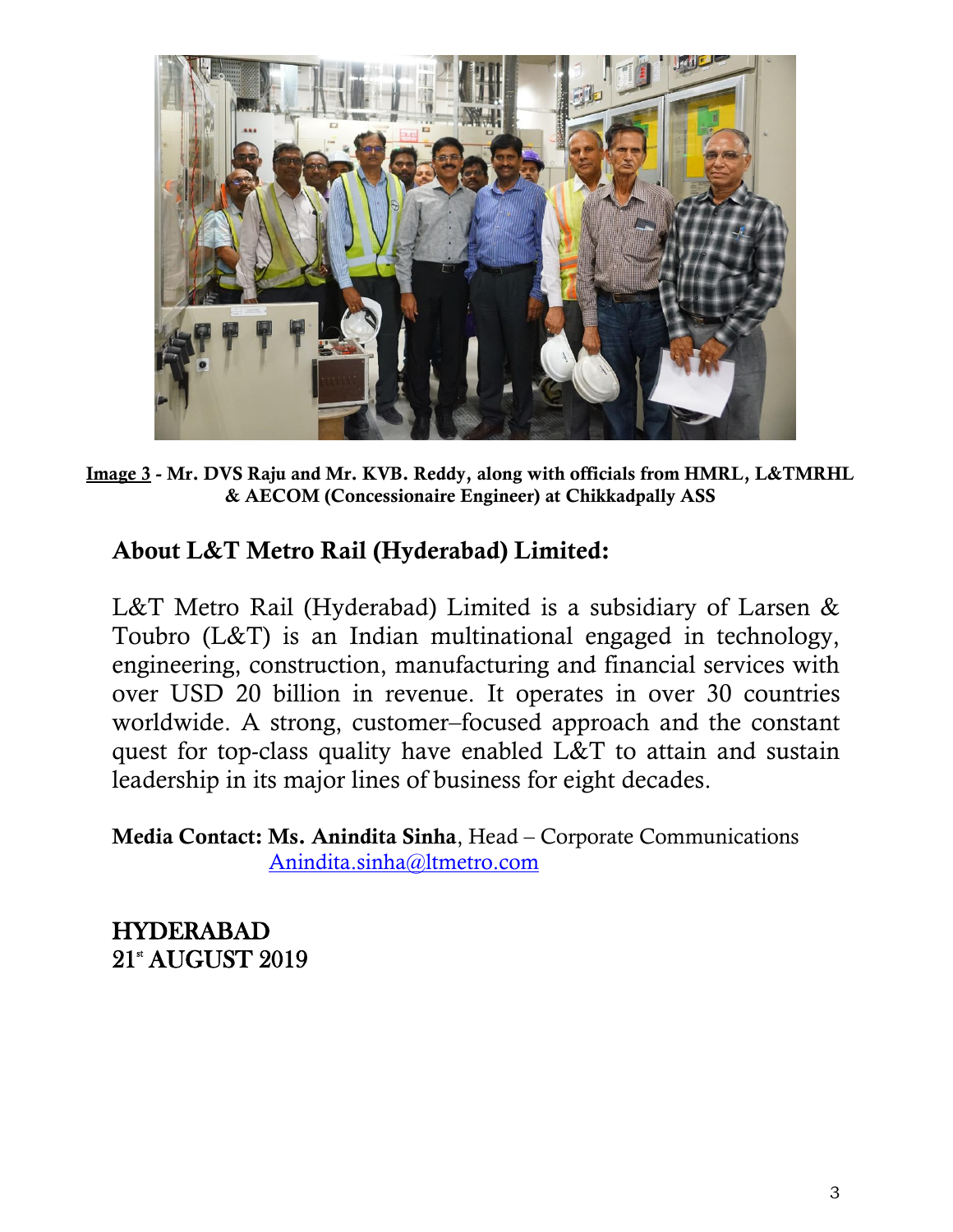**Image 3 - Mr. DVS Raju and Mr. KVB. Reddy, along with officials from HMRL, L&TMRHL & AECOM (Concessionaire Engineer) at Chikkadpally ASS**

## About L&T Metro Rail (Hyderabad) Limited:

L&T Metro Rail (Hyderabad) Limited is a subsidiary of Larsen & Toubro (L&T) is an Indian multinational engaged in technology, engineering, construction, manufacturing and financial services with over USD 20 billion in revenue. It operates in over 30 countries worldwide. A strong, customer–focused approach and the constant quest for top-class quality have enabled L&T to attain and sustain leadership in its major lines of business for eight decades.

**Media Contact: Ms. Anindita Sinha**, Head – Corporate Communications
Anindita.sinha@ltmetro.com

HYDERABAD
21st AUGUST 2019